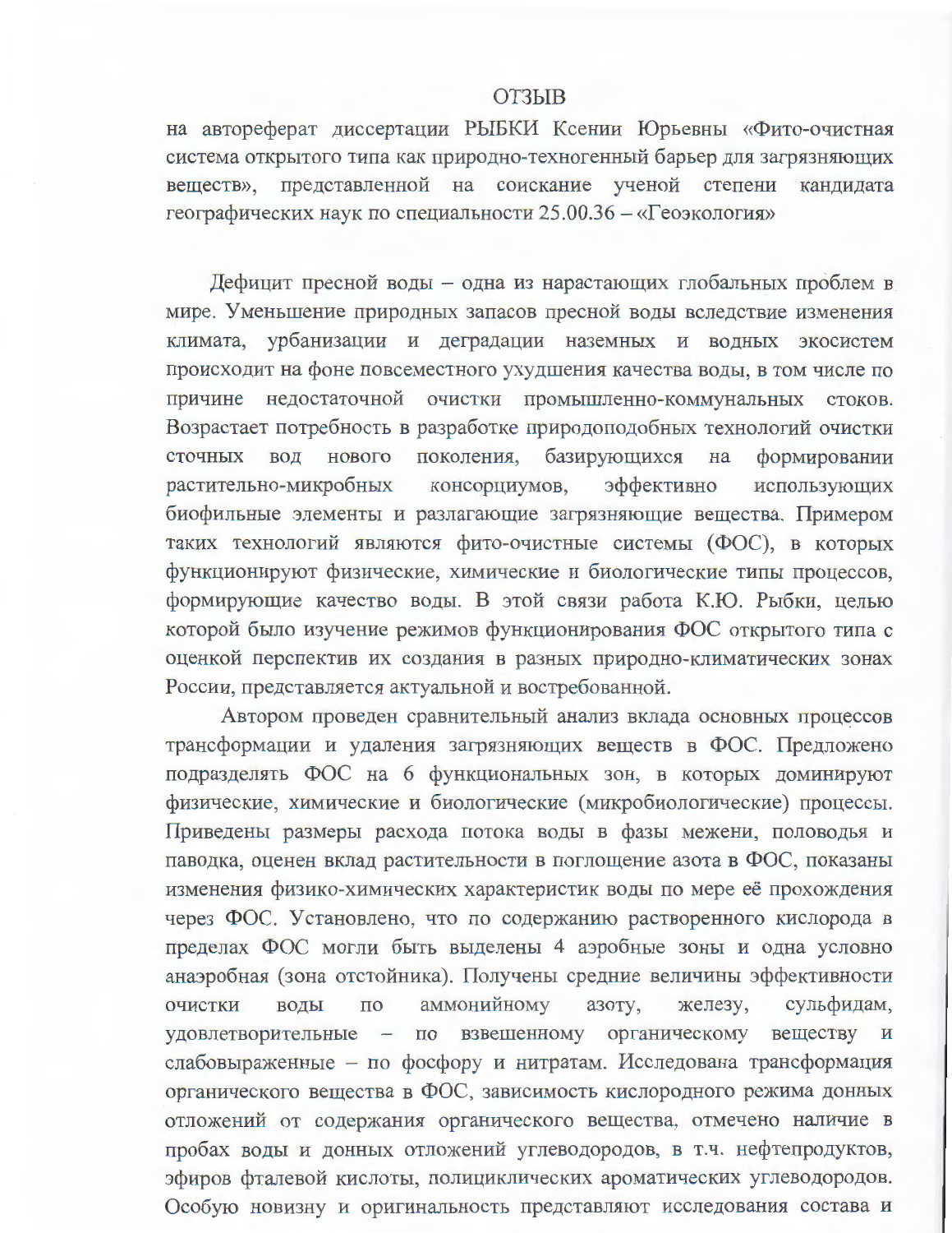# ОТЗЫВ

на автореферат диссертации РЫБКИ Ксении Юрьевны «Фито-очистная система открытого типа как природно-техногенный барьер для загрязняющих веществ», представленной на соискание ученой степени кандидата географических наук по специальности 25.00.36 – «Геоэкология»

Дефицит пресной воды – одна из нарастающих глобальных проблем в мире. Уменьшение природных запасов пресной воды вследствие изменения климата, урбанизации и деградации наземных и водных экосистем происходит на фоне повсеместного ухудшения качества воды, в том числе по причине недостаточной очистки промышленно-коммунальных стоков. Возрастает потребность в разработке природоподобных технологий очистки сточных вод нового поколения, базирующихся на формировании растительно-микробных консорциумов, эффективно использующих биофильные элементы и разлагающие загрязняющие вещества. Примером таких технологий являются фито-очистные системы (ФОС), в которых функционируют физические, химические и биологические типы процессов, формирующие качество воды. В этой связи работа К.Ю. Рыбки, целью которой было изучение режимов функционирования ФОС открытого типа с оценкой перспектив их создания в разных природно-климатических зонах России, представляется актуальной и востребованной.

Автором проведен сравнительный анализ вклада основных процессов трансформации и удаления загрязняющих веществ в ФОС. Предложено подразделять ФОС на 6 функциональных зон, в которых доминируют физические, химические и биологические (микробиологические) процессы. Приведены размеры расхода потока воды в фазы межени, половодья и паводка, оценен вклад растительности в поглощение азота в ФОС, показаны изменения физико-химических характеристик воды по мере её прохождения через ФОС. Установлено, что по содержанию растворенного кислорода в пределах ФОС могли быть выделены 4 аэробные зоны и одна условно анаэробная (зона отстойника). Получены средние величины эффективности очистки воды по аммонийному азоту, железу, сульфидам, удовлетворительные – по взвешенному органическому веществу и слабовыраженные – по фосфору и нитратам. Исследована трансформация органического вещества в ФОС, зависимость кислородного режима донных отложений от содержания органического вещества, отмечено наличие в пробах воды и донных отложений углеводородов, в т.ч. нефтепродуктов, эфиров фталевой кислоты, полициклических ароматических углеводородов. Особую новизну и оригинальность представляют исследования состава и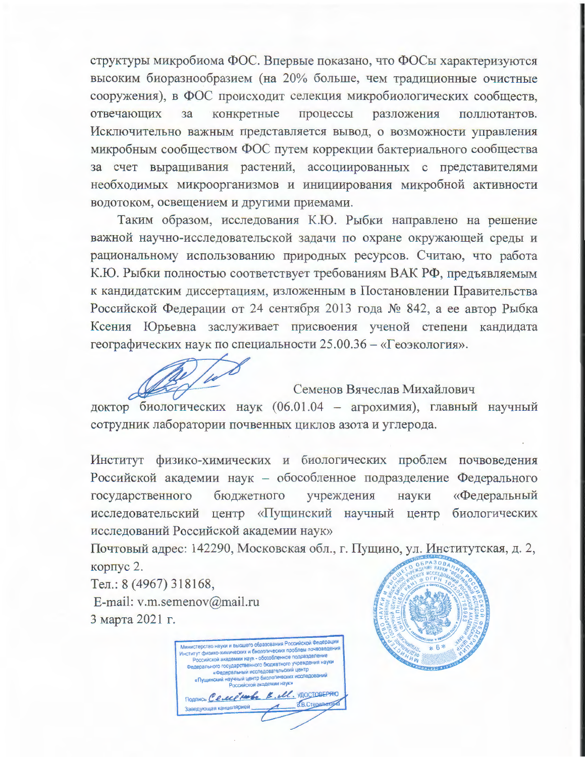структуры микробиома ФОС. Впервые показано, что ФОСы характеризуются высоким биоразнообразием (на 20% больше, чем традиционные очистные сооружения), в ФОС происходит селекция микробиологических сообществ, отвечающих за конкретные процессы разложения поллютантов. Исключительно важным представляется вывод, о возможности управления микробным сообществом ФОС путем коррекции бактериального сообщества за счет выращивания растений, ассоциированных с представителями необходимых микроорганизмов и инициирования микробной активности водотоком, освещением и другими приемами.

Таким образом, исследования К.Ю. Рыбки направлено на решение важной научно-исследовательской задачи по охране окружающей среды и рациональному использованию природных ресурсов. Считаю, что работа К.Ю. Рыбки полностью соответствует требованиям ВАК РФ, предъявляемым к кандидатским диссертациям, изложенным в Постановлении Правительства Российской Федерации от 24 сентября 2013 года № 842, а ее автор Рыбка Ксения Юрьевна заслуживает присвоения ученой степени кандидата географических наук по специальности 25.00.36 – «Геоэкология».

Семенов Вячеслав Михайлович

доктор биологических наук (06.01.04 – агрохимия), главный научный сотрудник лаборатории почвенных циклов азота и углерода.

Институт физико-химических и биологических проблем почвоведения Российской академии наук – обособленное подразделение Федерального государственного бюджетного учреждения науки «Федеральный исследовательский центр «Пущинский научный центр биологических исследований Российской академии наук»

Почтовый адрес: 142290, Московская обл., г. Пущино, ул. Институтская, д. 2, корпус 2.

Тел.: 8 (4967) 318168,

E-mail: v.m.semenov@mail.ru

3 марта 2021 г.

Министерство науки и высшего образования Российской Федерации
Институт физико-химических и биологических проблем почвоведения Российской академии наук - обособленное подразделение Федерального государственного бюджетного учреждения науки «Федеральный исследовательский центр «Пущинский научный центр биологических исследований Российской академии наук»

Подпись Семёнова В.М. УДОСТОВЕРЯЮ

Заведующая канцелярией В.В.Стрелкова